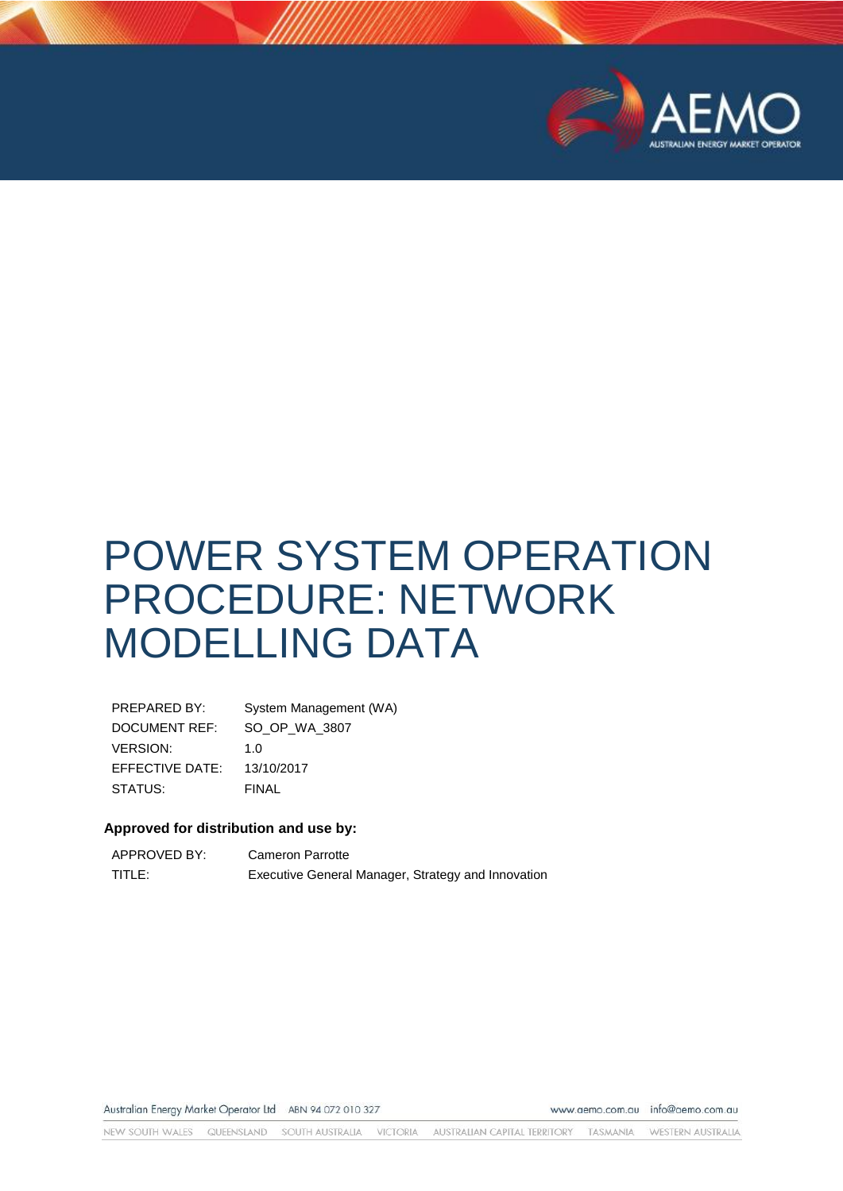# POWER SYSTEM OPERATION PROCEDURE: NETWORK MODELLING DATA

| | |
|---|---|
| PREPARED BY: | System Management (WA) |
| DOCUMENT REF: | SO_OP_WA_3807 |
| VERSION: | 1.0 |
| EFFECTIVE DATE: | 13/10/2017 |
| STATUS: | FINAL |

**Approved for distribution and use by:**

| | |
|---|---|
| APPROVED BY: | Cameron Parrotte |
| TITLE: | Executive General Manager, Strategy and Innovation |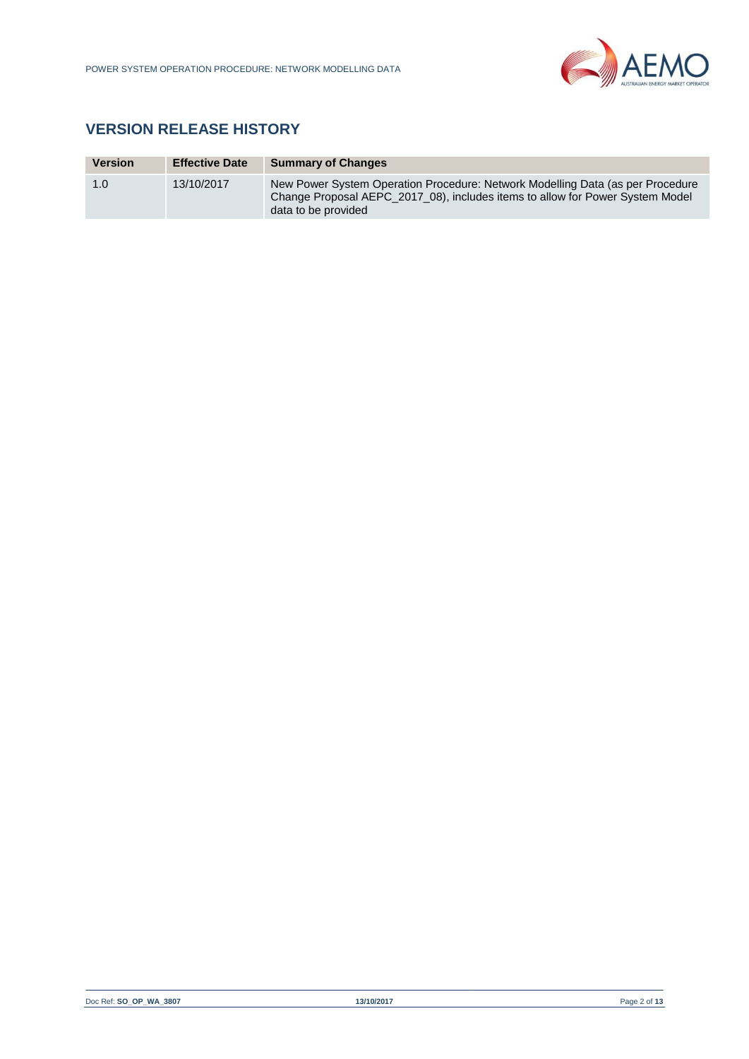## VERSION RELEASE HISTORY

| Version | Effective Date | Summary of Changes |
|---|---|---|
| 1.0 | 13/10/2017 | New Power System Operation Procedure: Network Modelling Data (as per Procedure Change Proposal AEPC_2017_08), includes items to allow for Power System Model data to be provided |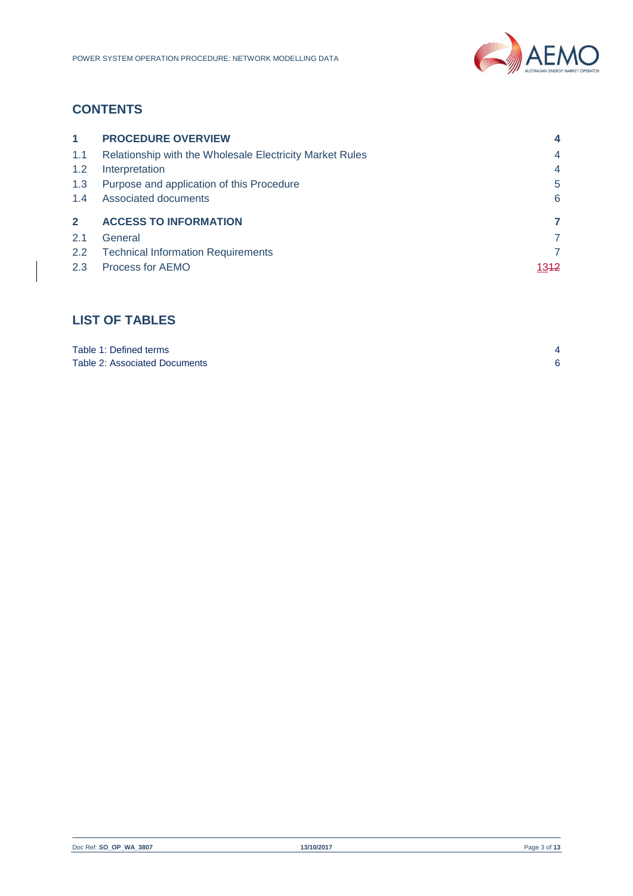## CONTENTS

| | | |
|---|---|---|
| **1** | **PROCEDURE OVERVIEW** | **4** |
| 1.1 | Relationship with the Wholesale Electricity Market Rules | 4 |
| 1.2 | Interpretation | 4 |
| 1.3 | Purpose and application of this Procedure | 5 |
| 1.4 | Associated documents | 6 |
| **2** | **ACCESS TO INFORMATION** | **7** |
| 2.1 | General | 7 |
| 2.2 | Technical Information Requirements | 7 |
| 2.3 | Process for AEMO | 1312 |

## LIST OF TABLES

| | |
|---|---|
| Table 1: Defined terms | 4 |
| Table 2: Associated Documents | 6 |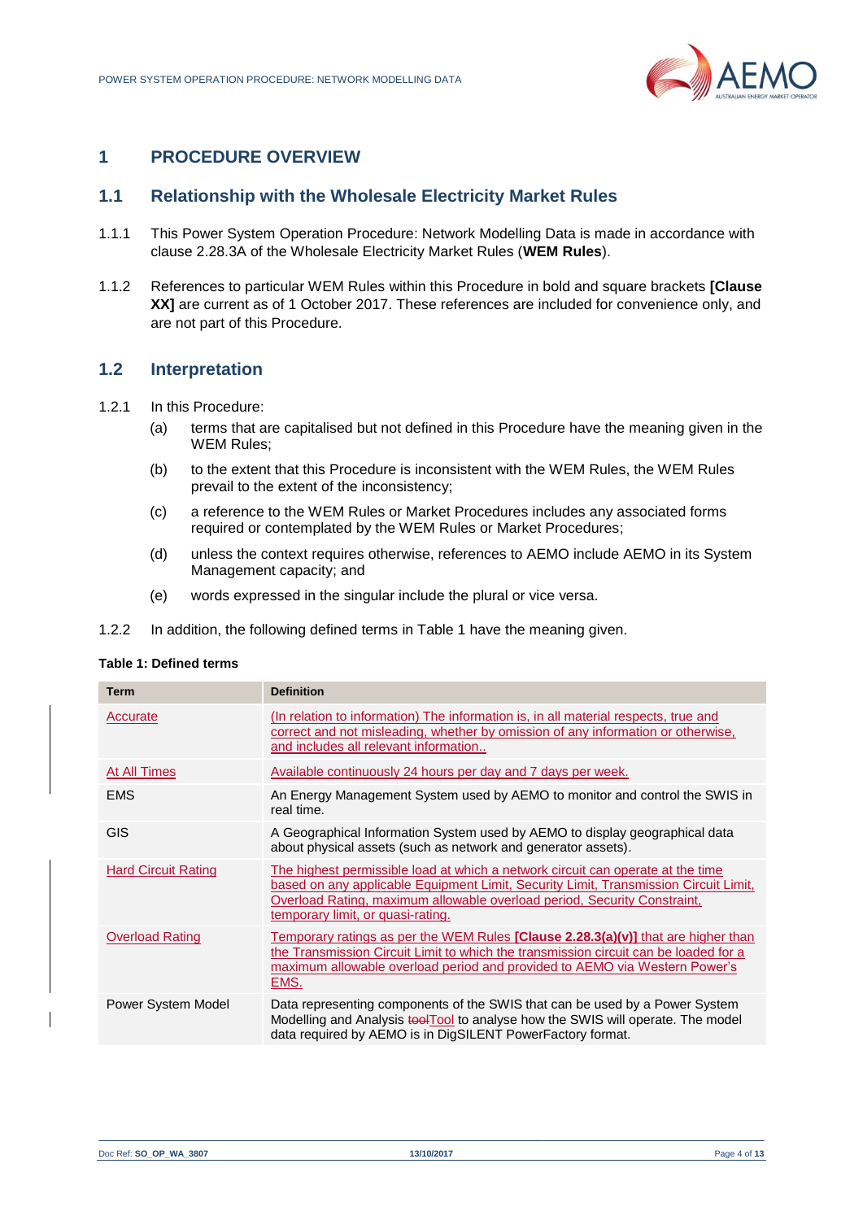# 1 PROCEDURE OVERVIEW

## 1.1 Relationship with the Wholesale Electricity Market Rules

1.1.1 This Power System Operation Procedure: Network Modelling Data is made in accordance with clause 2.28.3A of the Wholesale Electricity Market Rules (**WEM Rules**).

1.1.2 References to particular WEM Rules within this Procedure in bold and square brackets **[Clause XX]** are current as of 1 October 2017. These references are included for convenience only, and are not part of this Procedure.

## 1.2 Interpretation

1.2.1 In this Procedure:

(a) terms that are capitalised but not defined in this Procedure have the meaning given in the WEM Rules;

(b) to the extent that this Procedure is inconsistent with the WEM Rules, the WEM Rules prevail to the extent of the inconsistency;

(c) a reference to the WEM Rules or Market Procedures includes any associated forms required or contemplated by the WEM Rules or Market Procedures;

(d) unless the context requires otherwise, references to AEMO include AEMO in its System Management capacity; and

(e) words expressed in the singular include the plural or vice versa.

1.2.2 In addition, the following defined terms in Table 1 have the meaning given.

**Table 1: Defined terms**

| Term | Definition |
|---|---|
| Accurate | (In relation to information) The information is, in all material respects, true and correct and not misleading, whether by omission of any information or otherwise, and includes all relevant information.. |
| At All Times | Available continuously 24 hours per day and 7 days per week. |
| EMS | An Energy Management System used by AEMO to monitor and control the SWIS in real time. |
| GIS | A Geographical Information System used by AEMO to display geographical data about physical assets (such as network and generator assets). |
| Hard Circuit Rating | The highest permissible load at which a network circuit can operate at the time based on any applicable Equipment Limit, Security Limit, Transmission Circuit Limit, Overload Rating, maximum allowable overload period, Security Constraint, temporary limit, or quasi-rating. |
| Overload Rating | Temporary ratings as per the WEM Rules **[Clause 2.28.3(a)(v)]** that are higher than the Transmission Circuit Limit to which the transmission circuit can be loaded for a maximum allowable overload period and provided to AEMO via Western Power's EMS. |
| Power System Model | Data representing components of the SWIS that can be used by a Power System Modelling and Analysis ~~tool~~Tool to analyse how the SWIS will operate. The model data required by AEMO is in DigSILENT PowerFactory format. |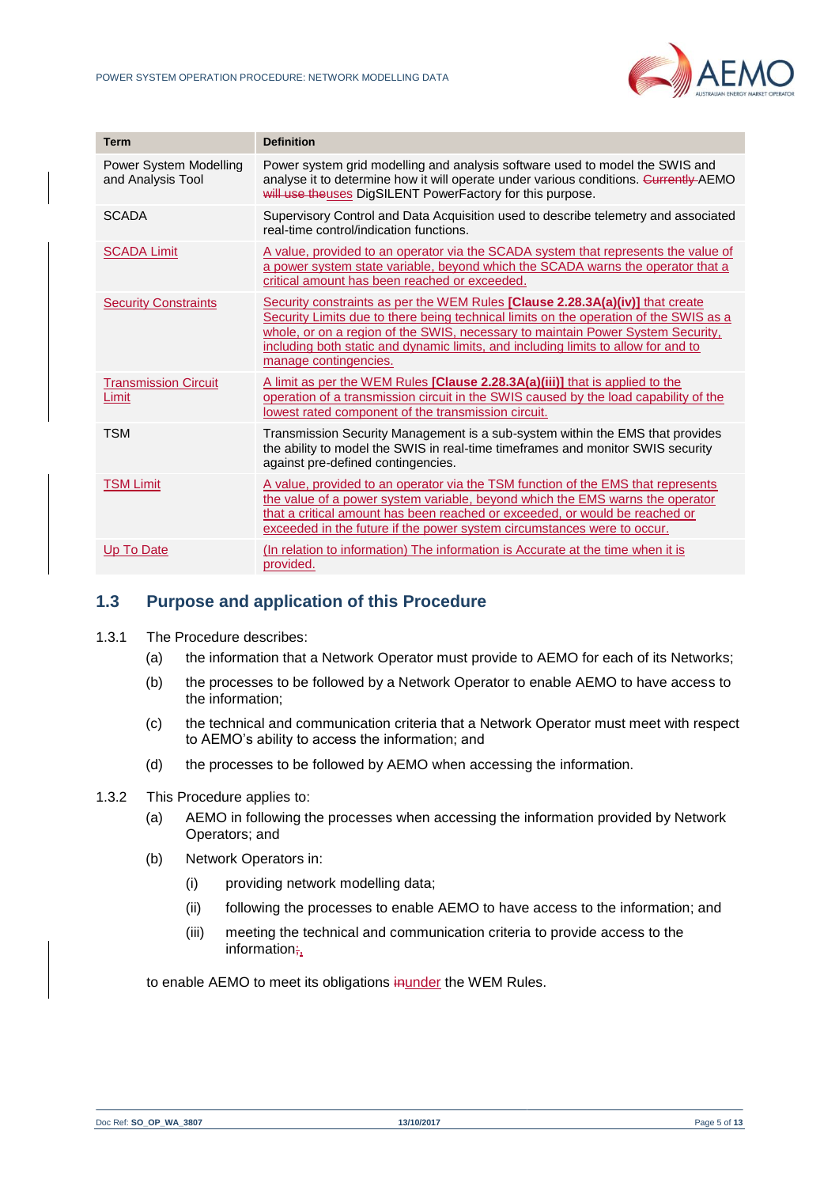| Term | Definition |
| --- | --- |
| Power System Modelling and Analysis Tool | Power system grid modelling and analysis software used to model the SWIS and analyse it to determine how it will operate under various conditions. ~~Currently~~ AEMO ~~will use the~~uses DigSILENT PowerFactory for this purpose. |
| SCADA | Supervisory Control and Data Acquisition used to describe telemetry and associated real-time control/indication functions. |
| SCADA Limit | A value, provided to an operator via the SCADA system that represents the value of a power system state variable, beyond which the SCADA warns the operator that a critical amount has been reached or exceeded. |
| Security Constraints | Security constraints as per the WEM Rules **[Clause 2.28.3A(a)(iv)]** that create Security Limits due to there being technical limits on the operation of the SWIS as a whole, or on a region of the SWIS, necessary to maintain Power System Security, including both static and dynamic limits, and including limits to allow for and to manage contingencies. |
| Transmission Circuit Limit | A limit as per the WEM Rules **[Clause 2.28.3A(a)(iii)]** that is applied to the operation of a transmission circuit in the SWIS caused by the load capability of the lowest rated component of the transmission circuit. |
| TSM | Transmission Security Management is a sub-system within the EMS that provides the ability to model the SWIS in real-time timeframes and monitor SWIS security against pre-defined contingencies. |
| TSM Limit | A value, provided to an operator via the TSM function of the EMS that represents the value of a power system variable, beyond which the EMS warns the operator that a critical amount has been reached or exceeded, or would be reached or exceeded in the future if the power system circumstances were to occur. |
| Up To Date | (In relation to information) The information is Accurate at the time when it is provided. |

## 1.3 Purpose and application of this Procedure

1.3.1 The Procedure describes:

(a) the information that a Network Operator must provide to AEMO for each of its Networks;

(b) the processes to be followed by a Network Operator to enable AEMO to have access to the information;

(c) the technical and communication criteria that a Network Operator must meet with respect to AEMO's ability to access the information; and

(d) the processes to be followed by AEMO when accessing the information.

1.3.2 This Procedure applies to:

(a) AEMO in following the processes when accessing the information provided by Network Operators; and

(b) Network Operators in:

(i) providing network modelling data;

(ii) following the processes to enable AEMO to have access to the information; and

(iii) meeting the technical and communication criteria to provide access to the information~~;~~,

to enable AEMO to meet its obligations ~~in~~under the WEM Rules.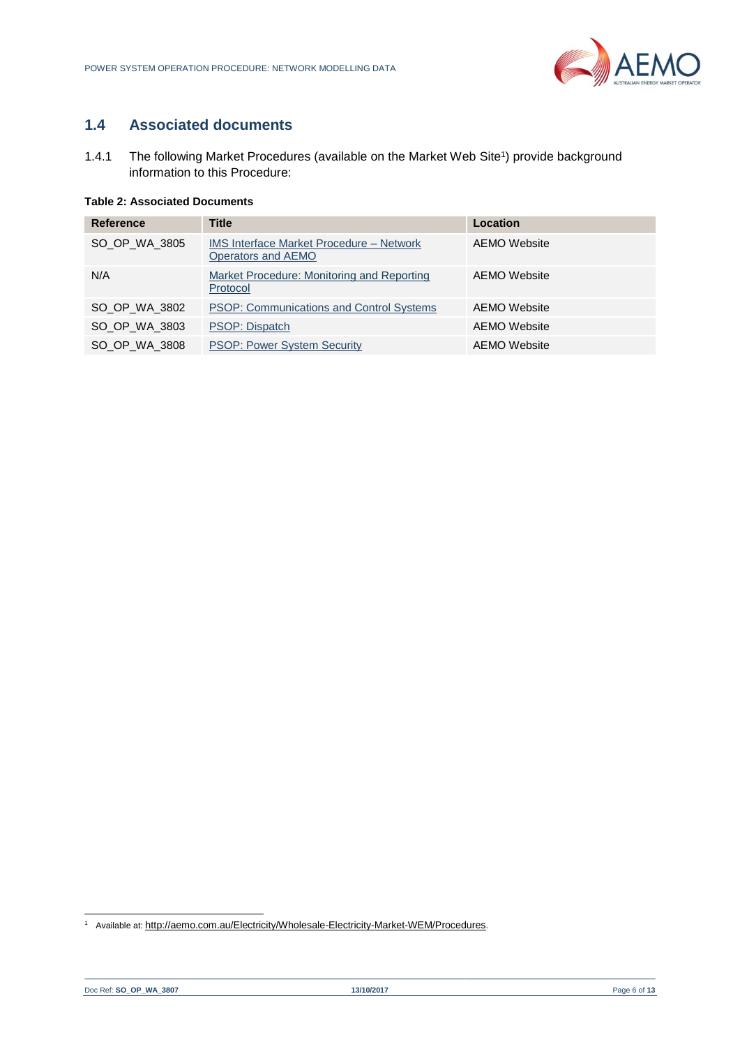## 1.4 Associated documents

1.4.1 The following Market Procedures (available on the Market Web Site[1]) provide background information to this Procedure:

**Table 2: Associated Documents**

| Reference | Title | Location |
|---|---|---|
| SO_OP_WA_3805 | IMS Interface Market Procedure – Network Operators and AEMO | AEMO Website |
| N/A | Market Procedure: Monitoring and Reporting Protocol | AEMO Website |
| SO_OP_WA_3802 | PSOP: Communications and Control Systems | AEMO Website |
| SO_OP_WA_3803 | PSOP: Dispatch | AEMO Website |
| SO_OP_WA_3808 | PSOP: Power System Security | AEMO Website |

[1] Available at: http://aemo.com.au/Electricity/Wholesale-Electricity-Market-WEM/Procedures.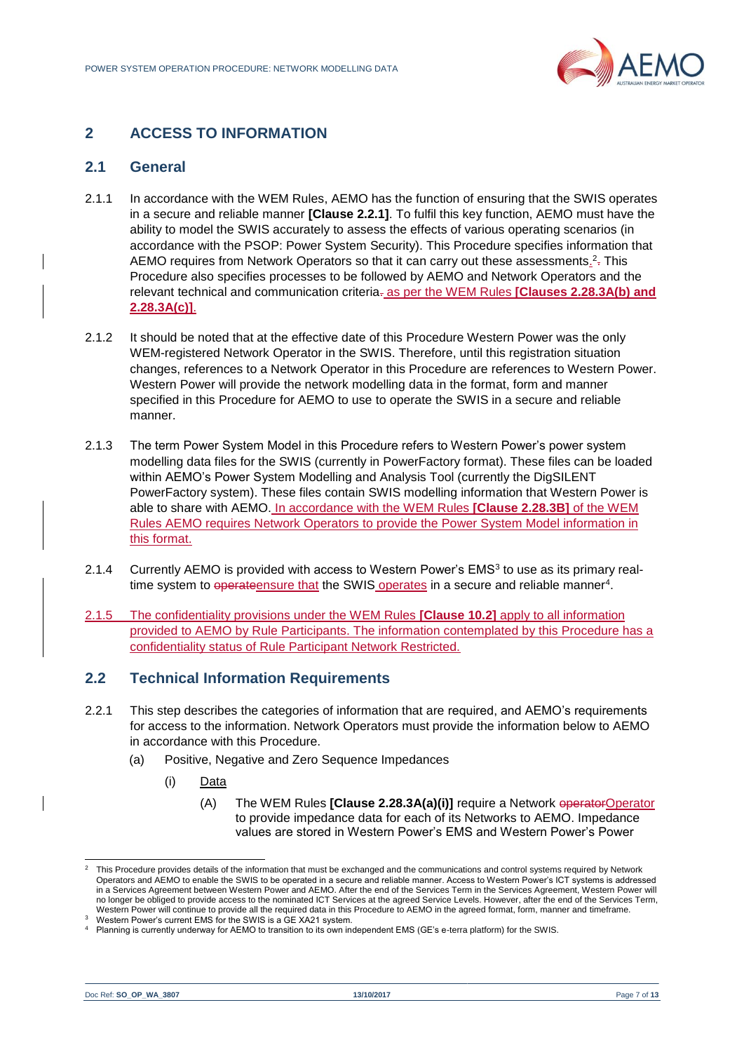## 2 ACCESS TO INFORMATION

### 2.1 General

2.1.1 In accordance with the WEM Rules, AEMO has the function of ensuring that the SWIS operates in a secure and reliable manner **[Clause 2.2.1]**. To fulfil this key function, AEMO must have the ability to model the SWIS accurately to assess the effects of various operating scenarios (in accordance with the PSOP: Power System Security). This Procedure specifies information that AEMO requires from Network Operators so that it can carry out these assessments.[2]. This Procedure also specifies processes to be followed by AEMO and Network Operators and the relevant technical and communication criteria. as per the WEM Rules **[Clauses 2.28.3A(b) and 2.28.3A(c)]**.

2.1.2 It should be noted that at the effective date of this Procedure Western Power was the only WEM-registered Network Operator in the SWIS. Therefore, until this registration situation changes, references to a Network Operator in this Procedure are references to Western Power. Western Power will provide the network modelling data in the format, form and manner specified in this Procedure for AEMO to use to operate the SWIS in a secure and reliable manner.

2.1.3 The term Power System Model in this Procedure refers to Western Power's power system modelling data files for the SWIS (currently in PowerFactory format). These files can be loaded within AEMO's Power System Modelling and Analysis Tool (currently the DigSILENT PowerFactory system). These files contain SWIS modelling information that Western Power is able to share with AEMO. In accordance with the WEM Rules **[Clause 2.28.3B]** of the WEM Rules AEMO requires Network Operators to provide the Power System Model information in this format.

2.1.4 Currently AEMO is provided with access to Western Power's EMS[3] to use as its primary real-time system to operateensure that the SWIS operates in a secure and reliable manner[4].

2.1.5 The confidentiality provisions under the WEM Rules **[Clause 10.2]** apply to all information provided to AEMO by Rule Participants. The information contemplated by this Procedure has a confidentiality status of Rule Participant Network Restricted.

### 2.2 Technical Information Requirements

2.2.1 This step describes the categories of information that are required, and AEMO's requirements for access to the information. Network Operators must provide the information below to AEMO in accordance with this Procedure.

- (a) Positive, Negative and Zero Sequence Impedances
  - (i) Data
    - (A) The WEM Rules **[Clause 2.28.3A(a)(i)]** require a Network operatorOperator to provide impedance data for each of its Networks to AEMO. Impedance values are stored in Western Power's EMS and Western Power's Power

---

[2] This Procedure provides details of the information that must be exchanged and the communications and control systems required by Network Operators and AEMO to enable the SWIS to be operated in a secure and reliable manner. Access to Western Power's ICT systems is addressed in a Services Agreement between Western Power and AEMO. After the end of the Services Term in the Services Agreement, Western Power will no longer be obliged to provide access to the nominated ICT Services at the agreed Service Levels. However, after the end of the Services Term, Western Power will continue to provide all the required data in this Procedure to AEMO in the agreed format, form, manner and timeframe.

[3] Western Power's current EMS for the SWIS is a GE XA21 system.

[4] Planning is currently underway for AEMO to transition to its own independent EMS (GE's e-terra platform) for the SWIS.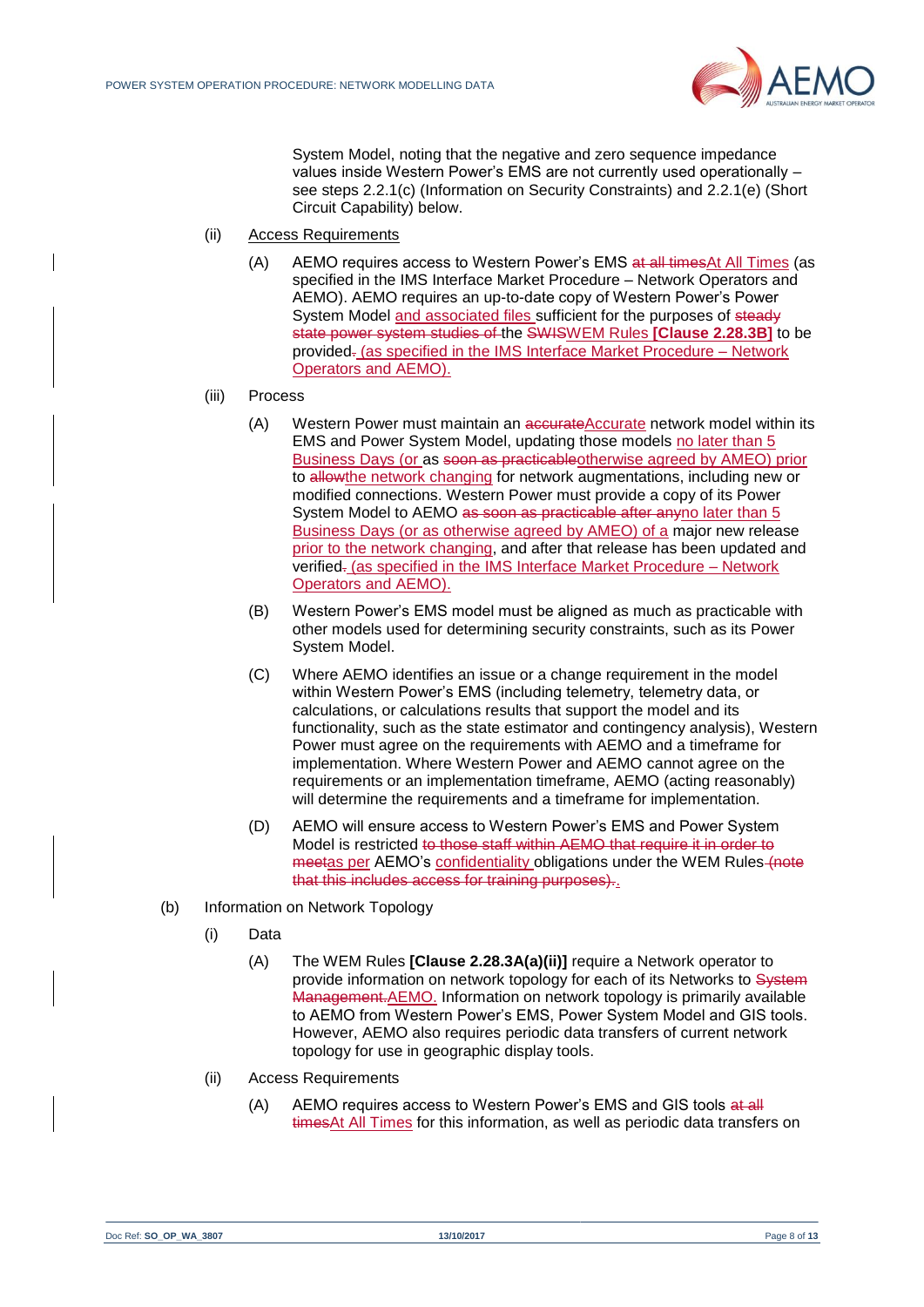System Model, noting that the negative and zero sequence impedance values inside Western Power's EMS are not currently used operationally – see steps 2.2.1(c) (Information on Security Constraints) and 2.2.1(e) (Short Circuit Capability) below.

(ii) Access Requirements

(A) AEMO requires access to Western Power's EMS ~~at all times~~At All Times (as specified in the IMS Interface Market Procedure – Network Operators and AEMO). AEMO requires an up-to-date copy of Western Power's Power System Model and associated files sufficient for the purposes of ~~steady state power system studies of~~ the ~~SWIS~~WEM Rules **[Clause 2.28.3B]** to be provided~~.~~ (as specified in the IMS Interface Market Procedure – Network Operators and AEMO).

(iii) Process

(A) Western Power must maintain an ~~accurate~~Accurate network model within its EMS and Power System Model, updating those models no later than 5 Business Days (or as ~~soon as practicable~~otherwise agreed by AMEO) prior to ~~allow~~the network changing for network augmentations, including new or modified connections. Western Power must provide a copy of its Power System Model to AEMO ~~as soon as practicable after any~~no later than 5 Business Days (or as otherwise agreed by AMEO) of a major new release prior to the network changing, and after that release has been updated and verified~~.~~ (as specified in the IMS Interface Market Procedure – Network Operators and AEMO).

(B) Western Power's EMS model must be aligned as much as practicable with other models used for determining security constraints, such as its Power System Model.

(C) Where AEMO identifies an issue or a change requirement in the model within Western Power's EMS (including telemetry, telemetry data, or calculations, or calculations results that support the model and its functionality, such as the state estimator and contingency analysis), Western Power must agree on the requirements with AEMO and a timeframe for implementation. Where Western Power and AEMO cannot agree on the requirements or an implementation timeframe, AEMO (acting reasonably) will determine the requirements and a timeframe for implementation.

(D) AEMO will ensure access to Western Power's EMS and Power System Model is restricted ~~to those staff within AEMO that require it in order to meet~~as per AEMO's confidentiality obligations under the WEM Rules ~~(note that this includes access for training purposes).~~.

(b) Information on Network Topology

(i) Data

(A) The WEM Rules **[Clause 2.28.3A(a)(ii)]** require a Network operator to provide information on network topology for each of its Networks to ~~System Management.~~AEMO. Information on network topology is primarily available to AEMO from Western Power's EMS, Power System Model and GIS tools. However, AEMO also requires periodic data transfers of current network topology for use in geographic display tools.

(ii) Access Requirements

(A) AEMO requires access to Western Power's EMS and GIS tools ~~at all times~~At All Times for this information, as well as periodic data transfers on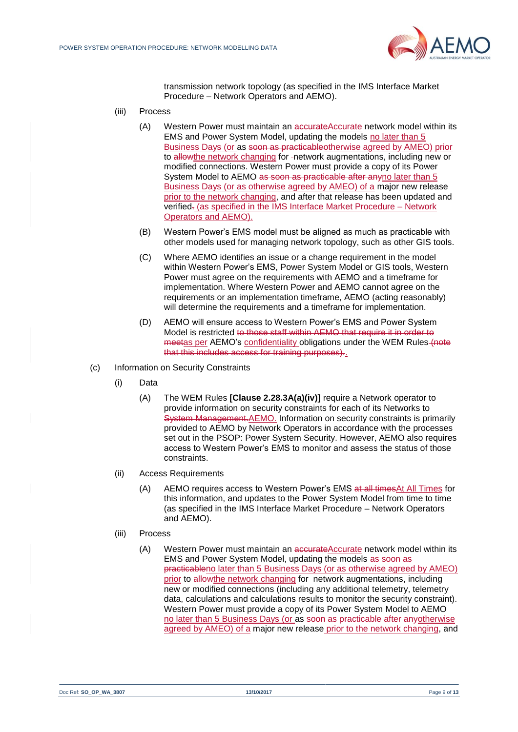transmission network topology (as specified in the IMS Interface Market Procedure – Network Operators and AEMO).

(iii) Process

(A) Western Power must maintain an ~~accurate~~Accurate network model within its EMS and Power System Model, updating the models no later than 5 Business Days (or as ~~soon as practicable~~otherwise agreed by AMEO) prior to ~~allow~~the network changing for -network augmentations, including new or modified connections. Western Power must provide a copy of its Power System Model to AEMO ~~as soon as practicable after any~~no later than 5 Business Days (or as otherwise agreed by AMEO) of a major new release prior to the network changing, and after that release has been updated and verified~~.~~ (as specified in the IMS Interface Market Procedure – Network Operators and AEMO).

(B) Western Power's EMS model must be aligned as much as practicable with other models used for managing network topology, such as other GIS tools.

(C) Where AEMO identifies an issue or a change requirement in the model within Western Power's EMS, Power System Model or GIS tools, Western Power must agree on the requirements with AEMO and a timeframe for implementation. Where Western Power and AEMO cannot agree on the requirements or an implementation timeframe, AEMO (acting reasonably) will determine the requirements and a timeframe for implementation.

(D) AEMO will ensure access to Western Power's EMS and Power System Model is restricted ~~to those staff within AEMO that require it in order to meet~~as per AEMO's confidentiality obligations under the WEM Rules~~ (note that this includes access for training purposes).~~.

(c) Information on Security Constraints

(i) Data

(A) The WEM Rules **[Clause 2.28.3A(a)(iv)]** require a Network operator to provide information on security constraints for each of its Networks to ~~System Management.~~AEMO. Information on security constraints is primarily provided to AEMO by Network Operators in accordance with the processes set out in the PSOP: Power System Security. However, AEMO also requires access to Western Power's EMS to monitor and assess the status of those constraints.

(ii) Access Requirements

(A) AEMO requires access to Western Power's EMS ~~at all times~~At All Times for this information, and updates to the Power System Model from time to time (as specified in the IMS Interface Market Procedure – Network Operators and AEMO).

(iii) Process

(A) Western Power must maintain an ~~accurate~~Accurate network model within its EMS and Power System Model, updating the models ~~as soon as practicable~~no later than 5 Business Days (or as otherwise agreed by AMEO) prior to ~~allow~~the network changing for network augmentations, including new or modified connections (including any additional telemetry, telemetry data, calculations and calculations results to monitor the security constraint). Western Power must provide a copy of its Power System Model to AEMO no later than 5 Business Days (or as ~~soon as practicable after any~~otherwise agreed by AMEO) of a major new release prior to the network changing, and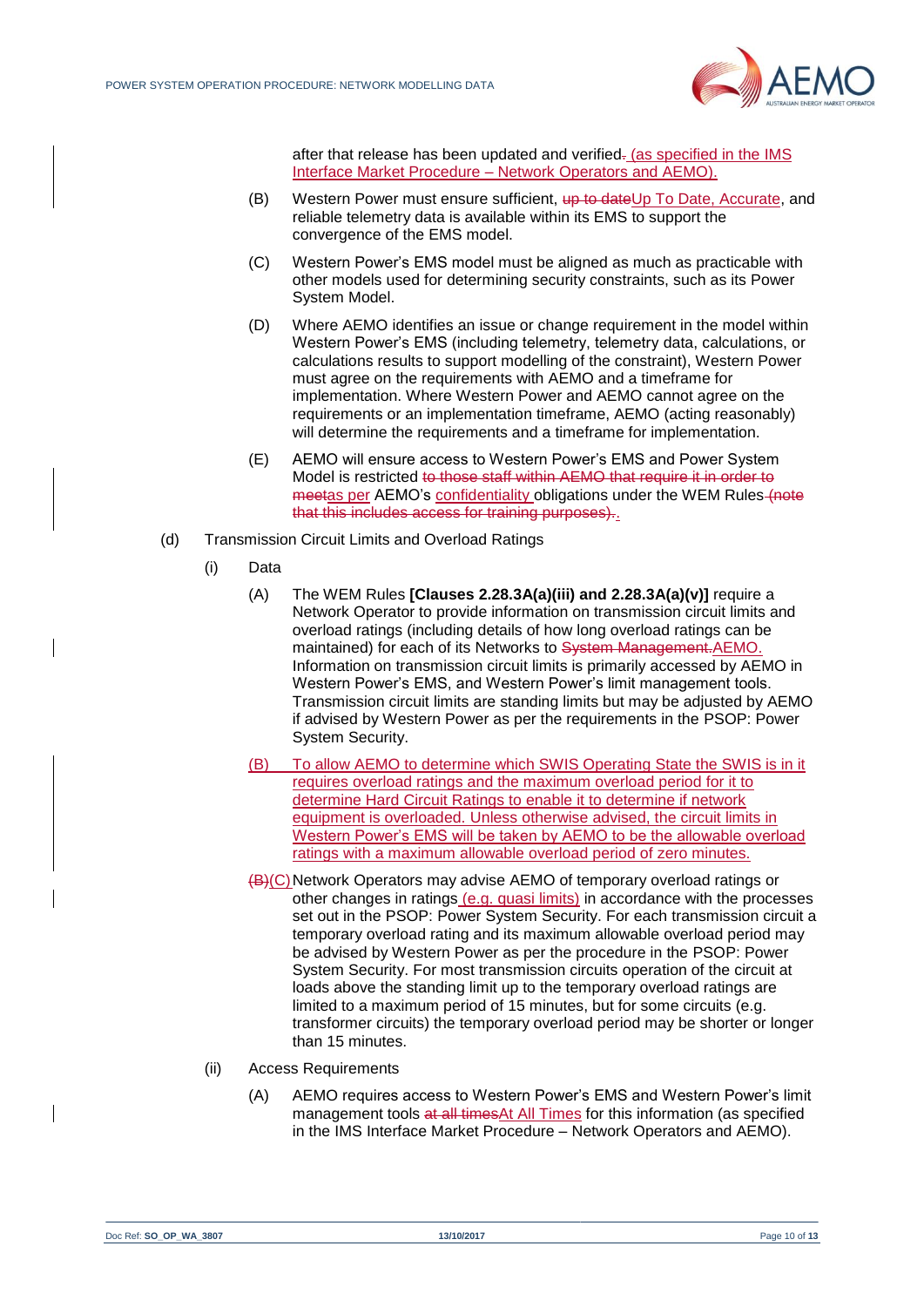after that release has been updated and verified. (as specified in the IMS Interface Market Procedure – Network Operators and AEMO).

(B) Western Power must ensure sufficient, ~~up to date~~Up To Date, Accurate, and reliable telemetry data is available within its EMS to support the convergence of the EMS model.

(C) Western Power's EMS model must be aligned as much as practicable with other models used for determining security constraints, such as its Power System Model.

(D) Where AEMO identifies an issue or change requirement in the model within Western Power's EMS (including telemetry, telemetry data, calculations, or calculations results to support modelling of the constraint), Western Power must agree on the requirements with AEMO and a timeframe for implementation. Where Western Power and AEMO cannot agree on the requirements or an implementation timeframe, AEMO (acting reasonably) will determine the requirements and a timeframe for implementation.

(E) AEMO will ensure access to Western Power's EMS and Power System Model is restricted ~~to those staff within AEMO that require it in order to meet~~as per AEMO's confidentiality obligations under the WEM Rules ~~(note that this includes access for training purposes)~~.

(d) Transmission Circuit Limits and Overload Ratings

(i) Data

(A) The WEM Rules **[Clauses 2.28.3A(a)(iii) and 2.28.3A(a)(v)]** require a Network Operator to provide information on transmission circuit limits and overload ratings (including details of how long overload ratings can be maintained) for each of its Networks to ~~System Management.~~AEMO. Information on transmission circuit limits is primarily accessed by AEMO in Western Power's EMS, and Western Power's limit management tools. Transmission circuit limits are standing limits but may be adjusted by AEMO if advised by Western Power as per the requirements in the PSOP: Power System Security.

(B) To allow AEMO to determine which SWIS Operating State the SWIS is in it requires overload ratings and the maximum overload period for it to determine Hard Circuit Ratings to enable it to determine if network equipment is overloaded. Unless otherwise advised, the circuit limits in Western Power's EMS will be taken by AEMO to be the allowable overload ratings with a maximum allowable overload period of zero minutes.

~~(B)~~(C) Network Operators may advise AEMO of temporary overload ratings or other changes in ratings (e.g. quasi limits) in accordance with the processes set out in the PSOP: Power System Security. For each transmission circuit a temporary overload rating and its maximum allowable overload period may be advised by Western Power as per the procedure in the PSOP: Power System Security. For most transmission circuits operation of the circuit at loads above the standing limit up to the temporary overload ratings are limited to a maximum period of 15 minutes, but for some circuits (e.g. transformer circuits) the temporary overload period may be shorter or longer than 15 minutes.

(ii) Access Requirements

(A) AEMO requires access to Western Power's EMS and Western Power's limit management tools ~~at all times~~At All Times for this information (as specified in the IMS Interface Market Procedure – Network Operators and AEMO).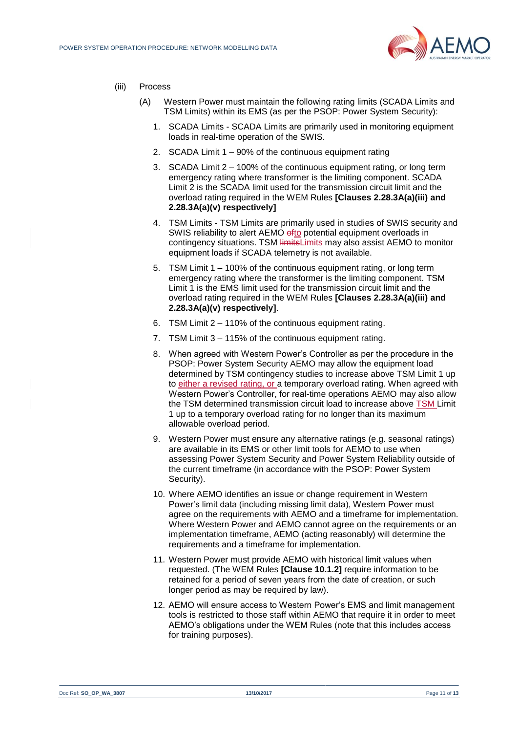(iii) Process

(A) Western Power must maintain the following rating limits (SCADA Limits and TSM Limits) within its EMS (as per the PSOP: Power System Security):

1. SCADA Limits - SCADA Limits are primarily used in monitoring equipment loads in real-time operation of the SWIS.
2. SCADA Limit 1 – 90% of the continuous equipment rating
3. SCADA Limit 2 – 100% of the continuous equipment rating, or long term emergency rating where transformer is the limiting component. SCADA Limit 2 is the SCADA limit used for the transmission circuit limit and the overload rating required in the WEM Rules **[Clauses 2.28.3A(a)(iii) and 2.28.3A(a)(v) respectively]**
4. TSM Limits - TSM Limits are primarily used in studies of SWIS security and SWIS reliability to alert AEMO ~~of~~to potential equipment overloads in contingency situations. TSM ~~limits~~Limits may also assist AEMO to monitor equipment loads if SCADA telemetry is not available.
5. TSM Limit 1 – 100% of the continuous equipment rating, or long term emergency rating where the transformer is the limiting component. TSM Limit 1 is the EMS limit used for the transmission circuit limit and the overload rating required in the WEM Rules **[Clauses 2.28.3A(a)(iii) and 2.28.3A(a)(v) respectively]**.
6. TSM Limit 2 – 110% of the continuous equipment rating.
7. TSM Limit 3 – 115% of the continuous equipment rating.
8. When agreed with Western Power's Controller as per the procedure in the PSOP: Power System Security AEMO may allow the equipment load determined by TSM contingency studies to increase above TSM Limit 1 up to either a revised rating, or a temporary overload rating. When agreed with Western Power's Controller, for real-time operations AEMO may also allow the TSM determined transmission circuit load to increase above TSM Limit 1 up to a temporary overload rating for no longer than its maximum allowable overload period.
9. Western Power must ensure any alternative ratings (e.g. seasonal ratings) are available in its EMS or other limit tools for AEMO to use when assessing Power System Security and Power System Reliability outside of the current timeframe (in accordance with the PSOP: Power System Security).
10. Where AEMO identifies an issue or change requirement in Western Power's limit data (including missing limit data), Western Power must agree on the requirements with AEMO and a timeframe for implementation. Where Western Power and AEMO cannot agree on the requirements or an implementation timeframe, AEMO (acting reasonably) will determine the requirements and a timeframe for implementation.
11. Western Power must provide AEMO with historical limit values when requested. (The WEM Rules **[Clause 10.1.2]** require information to be retained for a period of seven years from the date of creation, or such longer period as may be required by law).
12. AEMO will ensure access to Western Power's EMS and limit management tools is restricted to those staff within AEMO that require it in order to meet AEMO's obligations under the WEM Rules (note that this includes access for training purposes).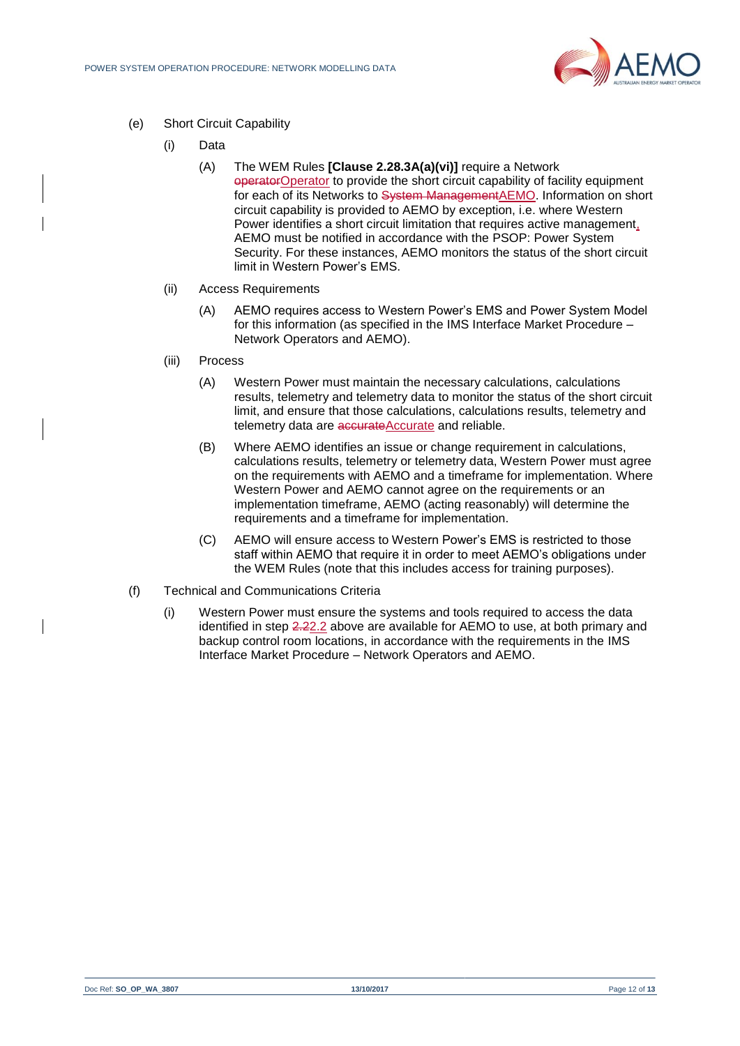(e) Short Circuit Capability

(i) Data

(A) The WEM Rules **[Clause 2.28.3A(a)(vi)]** require a Network ~~operator~~Operator to provide the short circuit capability of facility equipment for each of its Networks to ~~System Management~~AEMO. Information on short circuit capability is provided to AEMO by exception, i.e. where Western Power identifies a short circuit limitation that requires active management, AEMO must be notified in accordance with the PSOP: Power System Security. For these instances, AEMO monitors the status of the short circuit limit in Western Power's EMS.

(ii) Access Requirements

(A) AEMO requires access to Western Power's EMS and Power System Model for this information (as specified in the IMS Interface Market Procedure – Network Operators and AEMO).

(iii) Process

(A) Western Power must maintain the necessary calculations, calculations results, telemetry and telemetry data to monitor the status of the short circuit limit, and ensure that those calculations, calculations results, telemetry and telemetry data are ~~accurate~~Accurate and reliable.

(B) Where AEMO identifies an issue or change requirement in calculations, calculations results, telemetry or telemetry data, Western Power must agree on the requirements with AEMO and a timeframe for implementation. Where Western Power and AEMO cannot agree on the requirements or an implementation timeframe, AEMO (acting reasonably) will determine the requirements and a timeframe for implementation.

(C) AEMO will ensure access to Western Power's EMS is restricted to those staff within AEMO that require it in order to meet AEMO's obligations under the WEM Rules (note that this includes access for training purposes).

(f) Technical and Communications Criteria

(i) Western Power must ensure the systems and tools required to access the data identified in step ~~2.2~~2.2 above are available for AEMO to use, at both primary and backup control room locations, in accordance with the requirements in the IMS Interface Market Procedure – Network Operators and AEMO.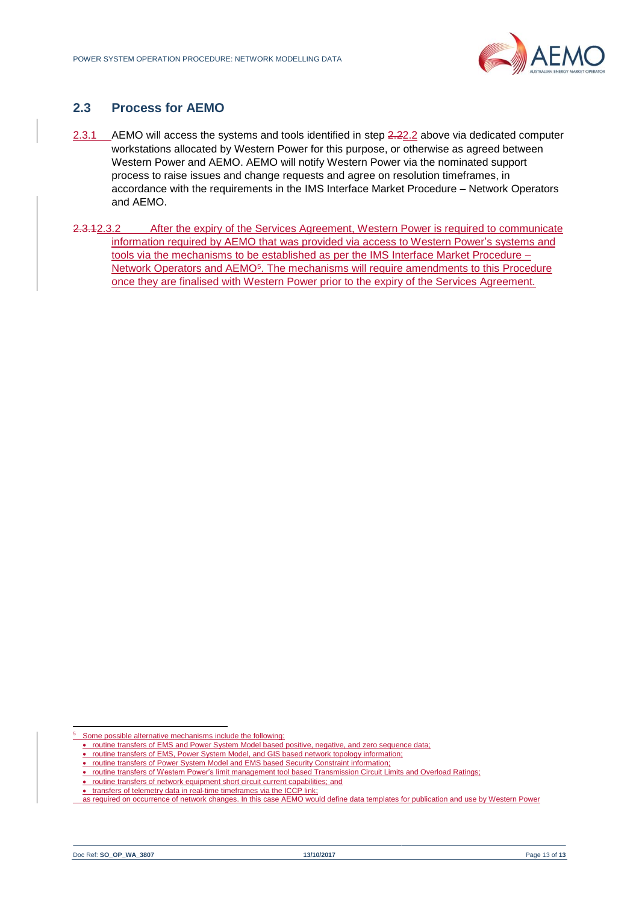## 2.3 Process for AEMO

2.3.1 AEMO will access the systems and tools identified in step 2.22.2 above via dedicated computer workstations allocated by Western Power for this purpose, or otherwise as agreed between Western Power and AEMO. AEMO will notify Western Power via the nominated support process to raise issues and change requests and agree on resolution timeframes, in accordance with the requirements in the IMS Interface Market Procedure – Network Operators and AEMO.

2.3.12.3.2 After the expiry of the Services Agreement, Western Power is required to communicate information required by AEMO that was provided via access to Western Power's systems and tools via the mechanisms to be established as per the IMS Interface Market Procedure – Network Operators and AEMO[5]. The mechanisms will require amendments to this Procedure once they are finalised with Western Power prior to the expiry of the Services Agreement.

---

[5] Some possible alternative mechanisms include the following:

- routine transfers of EMS and Power System Model based positive, negative, and zero sequence data;
- routine transfers of EMS, Power System Model, and GIS based network topology information;
- routine transfers of Power System Model and EMS based Security Constraint information;
- routine transfers of Western Power's limit management tool based Transmission Circuit Limits and Overload Ratings;
- routine transfers of network equipment short circuit current capabilities; and
- transfers of telemetry data in real-time timeframes via the ICCP link;

as required on occurrence of network changes. In this case AEMO would define data templates for publication and use by Western Power